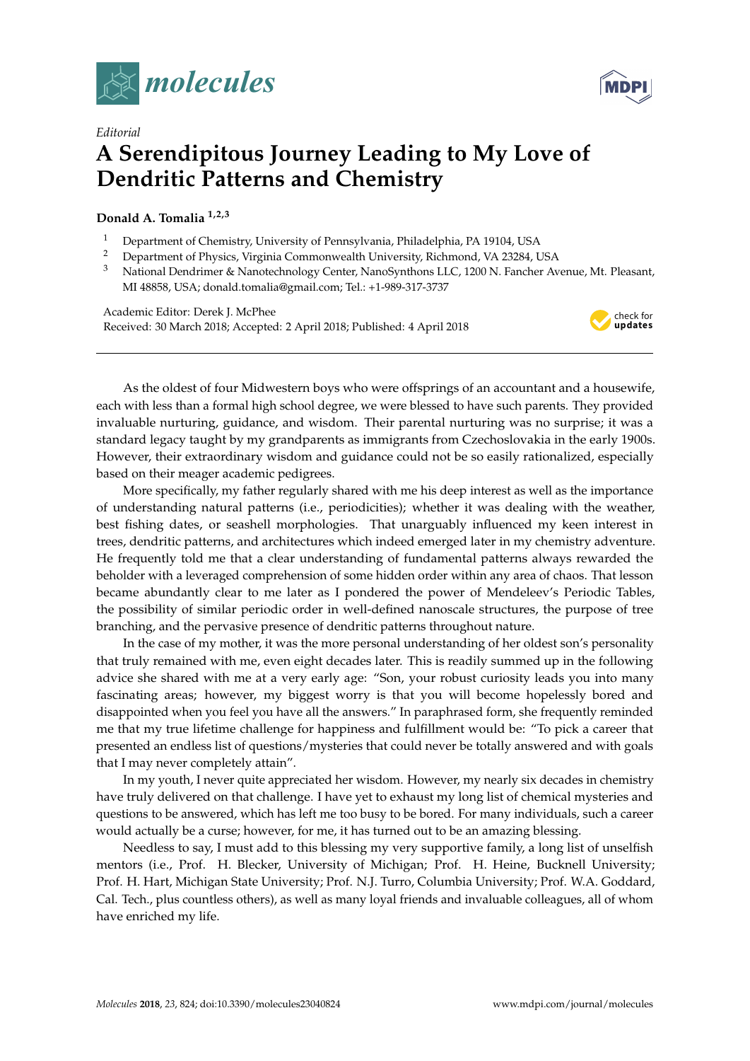*Editorial*

# A Serendipitous Journey Leading to My Love of Dendritic Patterns and Chemistry

**Donald A. Tomalia** [1,2,3]

1. Department of Chemistry, University of Pennsylvania, Philadelphia, PA 19104, USA
2. Department of Physics, Virginia Commonwealth University, Richmond, VA 23284, USA
3. National Dendrimer & Nanotechnology Center, NanoSynthons LLC, 1200 N. Fancher Avenue, Mt. Pleasant, MI 48858, USA; donald.tomalia@gmail.com; Tel.: +1-989-317-3737

Academic Editor: Derek J. McPhee
Received: 30 March 2018; Accepted: 2 April 2018; Published: 4 April 2018

As the oldest of four Midwestern boys who were offsprings of an accountant and a housewife, each with less than a formal high school degree, we were blessed to have such parents. They provided invaluable nurturing, guidance, and wisdom. Their parental nurturing was no surprise; it was a standard legacy taught by my grandparents as immigrants from Czechoslovakia in the early 1900s. However, their extraordinary wisdom and guidance could not be so easily rationalized, especially based on their meager academic pedigrees.

More specifically, my father regularly shared with me his deep interest as well as the importance of understanding natural patterns (i.e., periodicities); whether it was dealing with the weather, best fishing dates, or seashell morphologies. That unarguably influenced my keen interest in trees, dendritic patterns, and architectures which indeed emerged later in my chemistry adventure. He frequently told me that a clear understanding of fundamental patterns always rewarded the beholder with a leveraged comprehension of some hidden order within any area of chaos. That lesson became abundantly clear to me later as I pondered the power of Mendeleev's Periodic Tables, the possibility of similar periodic order in well-defined nanoscale structures, the purpose of tree branching, and the pervasive presence of dendritic patterns throughout nature.

In the case of my mother, it was the more personal understanding of her oldest son's personality that truly remained with me, even eight decades later. This is readily summed up in the following advice she shared with me at a very early age: "Son, your robust curiosity leads you into many fascinating areas; however, my biggest worry is that you will become hopelessly bored and disappointed when you feel you have all the answers." In paraphrased form, she frequently reminded me that my true lifetime challenge for happiness and fulfillment would be: "To pick a career that presented an endless list of questions/mysteries that could never be totally answered and with goals that I may never completely attain".

In my youth, I never quite appreciated her wisdom. However, my nearly six decades in chemistry have truly delivered on that challenge. I have yet to exhaust my long list of chemical mysteries and questions to be answered, which has left me too busy to be bored. For many individuals, such a career would actually be a curse; however, for me, it has turned out to be an amazing blessing.

Needless to say, I must add to this blessing my very supportive family, a long list of unselfish mentors (i.e., Prof. H. Blecker, University of Michigan; Prof. H. Heine, Bucknell University; Prof. H. Hart, Michigan State University; Prof. N.J. Turro, Columbia University; Prof. W.A. Goddard, Cal. Tech., plus countless others), as well as many loyal friends and invaluable colleagues, all of whom have enriched my life.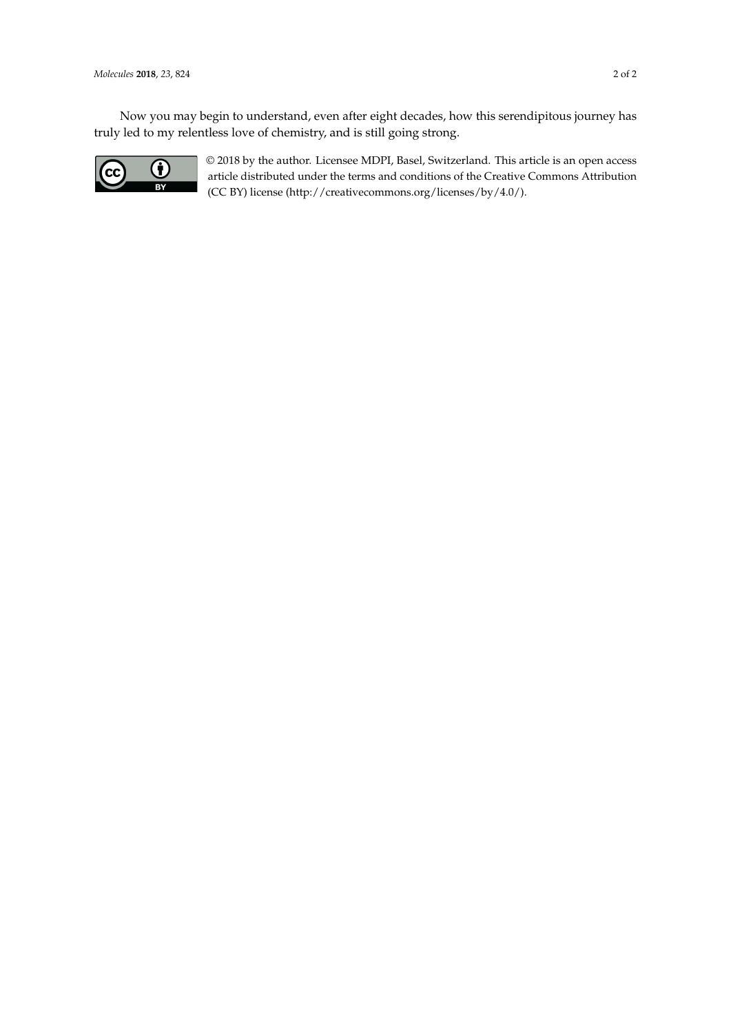Now you may begin to understand, even after eight decades, how this serendipitous journey has truly led to my relentless love of chemistry, and is still going strong.

© 2018 by the author. Licensee MDPI, Basel, Switzerland. This article is an open access article distributed under the terms and conditions of the Creative Commons Attribution (CC BY) license (http://creativecommons.org/licenses/by/4.0/).